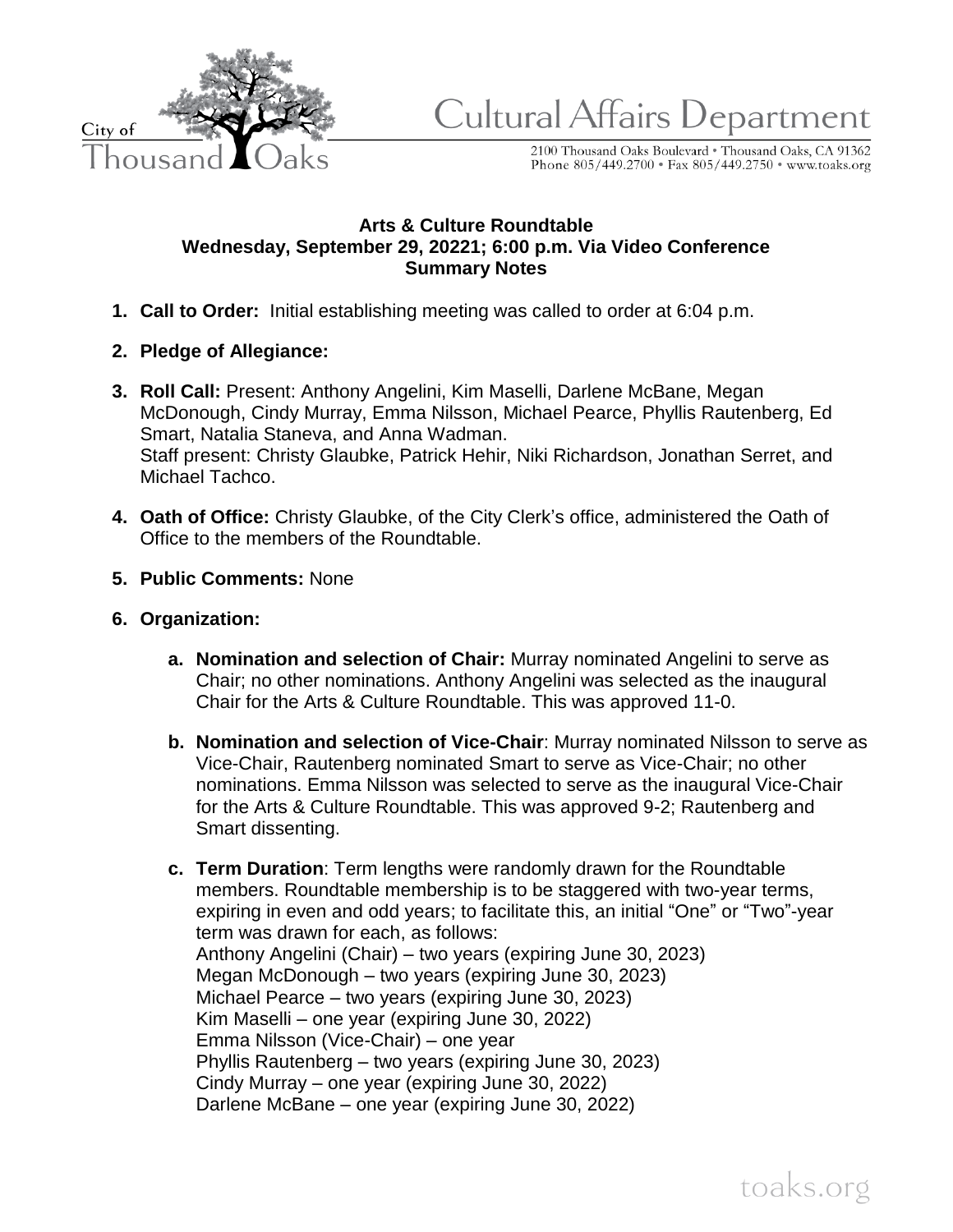City of Thousand Oaks

# Cultural Affairs Department

2100 Thousand Oaks Boulevard • Thousand Oaks, CA 91362
Phone 805/449.2700 • Fax 805/449.2750 • www.toaks.org

**Arts & Culture Roundtable**
**Wednesday, September 29, 20221; 6:00 p.m. Via Video Conference**
**Summary Notes**

1. **Call to Order:** Initial establishing meeting was called to order at 6:04 p.m.

2. **Pledge of Allegiance:**

3. **Roll Call:** Present: Anthony Angelini, Kim Maselli, Darlene McBane, Megan McDonough, Cindy Murray, Emma Nilsson, Michael Pearce, Phyllis Rautenberg, Ed Smart, Natalia Staneva, and Anna Wadman.
   Staff present: Christy Glaubke, Patrick Hehir, Niki Richardson, Jonathan Serret, and Michael Tachco.

4. **Oath of Office:** Christy Glaubke, of the City Clerk's office, administered the Oath of Office to the members of the Roundtable.

5. **Public Comments:** None

6. **Organization:**

   a. **Nomination and selection of Chair:** Murray nominated Angelini to serve as Chair; no other nominations. Anthony Angelini was selected as the inaugural Chair for the Arts & Culture Roundtable. This was approved 11-0.

   b. **Nomination and selection of Vice-Chair**: Murray nominated Nilsson to serve as Vice-Chair, Rautenberg nominated Smart to serve as Vice-Chair; no other nominations. Emma Nilsson was selected to serve as the inaugural Vice-Chair for the Arts & Culture Roundtable. This was approved 9-2; Rautenberg and Smart dissenting.

   c. **Term Duration**: Term lengths were randomly drawn for the Roundtable members. Roundtable membership is to be staggered with two-year terms, expiring in even and odd years; to facilitate this, an initial "One" or "Two"-year term was drawn for each, as follows:
   Anthony Angelini (Chair) – two years (expiring June 30, 2023)
   Megan McDonough – two years (expiring June 30, 2023)
   Michael Pearce – two years (expiring June 30, 2023)
   Kim Maselli – one year (expiring June 30, 2022)
   Emma Nilsson (Vice-Chair) – one year
   Phyllis Rautenberg – two years (expiring June 30, 2023)
   Cindy Murray – one year (expiring June 30, 2022)
   Darlene McBane – one year (expiring June 30, 2022)

toaks.org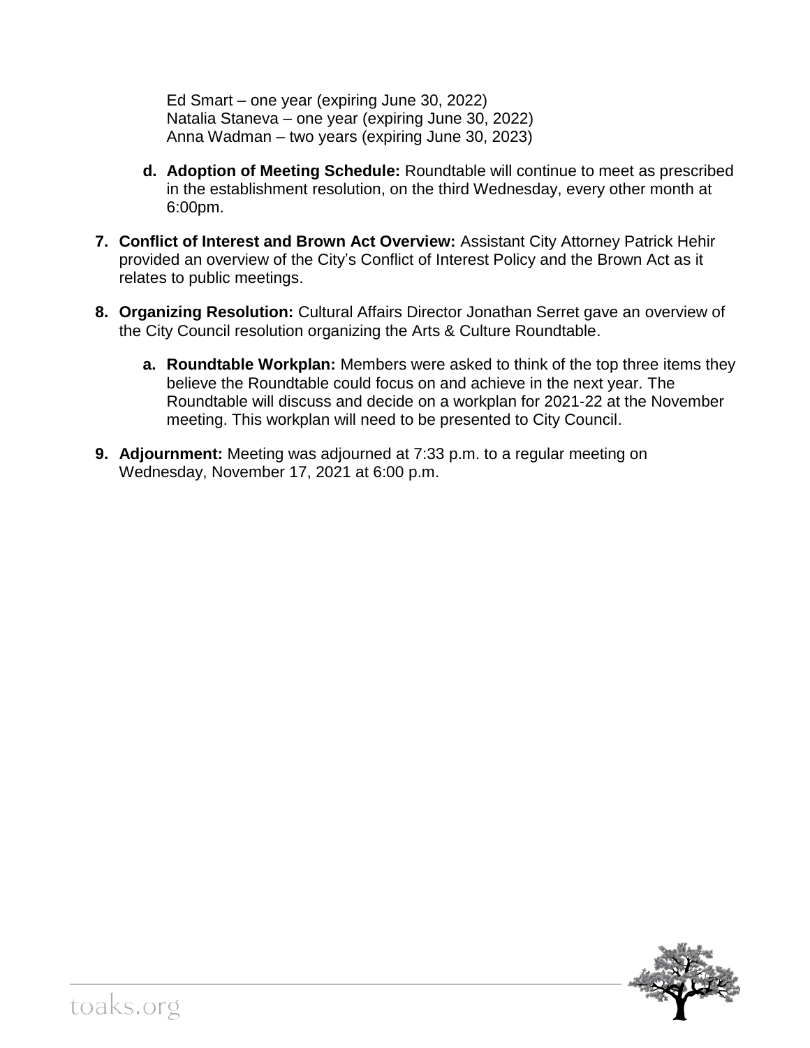Ed Smart – one year (expiring June 30, 2022)
Natalia Staneva – one year (expiring June 30, 2022)
Anna Wadman – two years (expiring June 30, 2023)

d. **Adoption of Meeting Schedule:** Roundtable will continue to meet as prescribed in the establishment resolution, on the third Wednesday, every other month at 6:00pm.

7. **Conflict of Interest and Brown Act Overview:** Assistant City Attorney Patrick Hehir provided an overview of the City's Conflict of Interest Policy and the Brown Act as it relates to public meetings.

8. **Organizing Resolution:** Cultural Affairs Director Jonathan Serret gave an overview of the City Council resolution organizing the Arts & Culture Roundtable.

   a. **Roundtable Workplan:** Members were asked to think of the top three items they believe the Roundtable could focus on and achieve in the next year. The Roundtable will discuss and decide on a workplan for 2021-22 at the November meeting. This workplan will need to be presented to City Council.

9. **Adjournment:** Meeting was adjourned at 7:33 p.m. to a regular meeting on Wednesday, November 17, 2021 at 6:00 p.m.